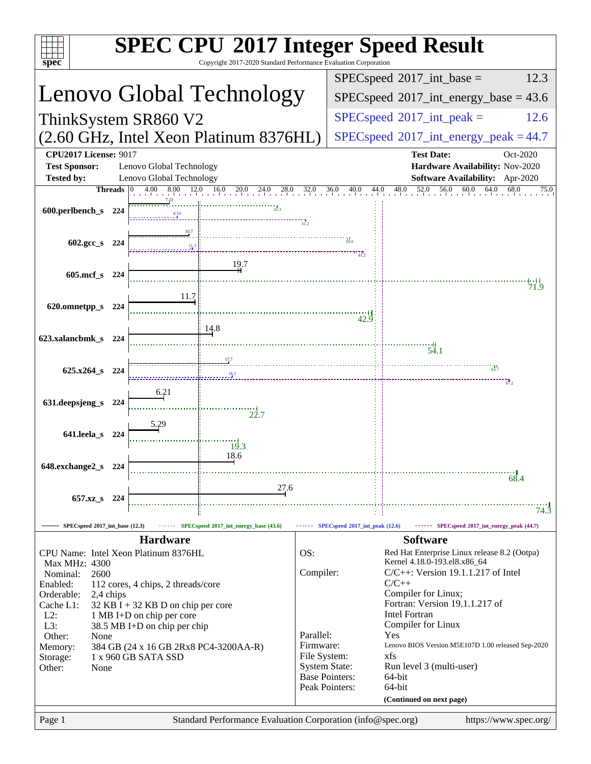# SPEC CPU 2017 Integer Speed Result

Copyright 2017-2020 Standard Performance Evaluation Corporation

## Lenovo Global Technology

ThinkSystem SR860 V2
(2.60 GHz, Intel Xeon Platinum 8376HL)

| | |
|---|---|
| SPECspeed 2017_int_base = | 12.3 |
| SPECspeed 2017_int_energy_base = | 43.6 |
| SPECspeed 2017_int_peak = | 12.6 |
| SPECspeed 2017_int_energy_peak = | 44.7 |

**CPU2017 License:** 9017
**Test Sponsor:** Lenovo Global Technology
**Tested by:** Lenovo Global Technology

**Test Date:** Oct-2020
**Hardware Availability:** Nov-2020
**Software Availability:** Apr-2020

| Benchmark | Threads | SPECspeed 2017_int_base | SPECspeed 2017_int_energy_base | SPECspeed 2017_int_peak | SPECspeed 2017_int_energy_peak |
|---|---|---|---|---|---|
| 600.perlbench_s | 224 | 7.23 | 26.3 | 8.59 | 31.2 |
| 602.gcc_s | 224 | 10.7 | 39.0 | 11.3 | 41.2 |
| 605.mcf_s | 224 | 19.7 | 71.9 | | |
| 620.omnetpp_s | 224 | 11.7 | 42.9 | | |
| 623.xalancbmk_s | 224 | 14.8 | 54.1 | | |
| 625.x264_s | 224 | 17.7 | 64.7 | 18.3 | 67.2 |
| 631.deepsjeng_s | 224 | 6.21 | 22.7 | | |
| 641.leela_s | 224 | 5.29 | 19.3 | | |
| 648.exchange2_s | 224 | 18.6 | 68.4 | | |
| 657.xz_s | 224 | 27.6 | 74.3 | | |

SPECspeed 2017_int_base (12.3) — SPECspeed 2017_int_energy_base (43.6) — SPECspeed 2017_int_peak (12.6) — SPECspeed 2017_int_energy_peak (44.7)

### Hardware

| | |
|---|---|
| CPU Name: | Intel Xeon Platinum 8376HL |
| Max MHz: | 4300 |
| Nominal: | 2600 |
| Enabled: | 112 cores, 4 chips, 2 threads/core |
| Orderable: | 2,4 chips |
| Cache L1: | 32 KB I + 32 KB D on chip per core |
| L2: | 1 MB I+D on chip per core |
| L3: | 38.5 MB I+D on chip per chip |
| Other: | None |
| Memory: | 384 GB (24 x 16 GB 2Rx8 PC4-3200AA-R) |
| Storage: | 1 x 960 GB SATA SSD |
| Other: | None |

### Software

| | |
|---|---|
| OS: | Red Hat Enterprise Linux release 8.2 (Ootpa) Kernel 4.18.0-193.el8.x86_64 |
| Compiler: | C/C++: Version 19.1.1.217 of Intel C/C++ Compiler for Linux; Fortran: Version 19.1.1.217 of Intel Fortran Compiler for Linux |
| Parallel: | Yes |
| Firmware: | Lenovo BIOS Version M5E107D 1.00 released Sep-2020 |
| File System: | xfs |
| System State: | Run level 3 (multi-user) |
| Base Pointers: | 64-bit |
| Peak Pointers: | 64-bit |

**(Continued on next page)**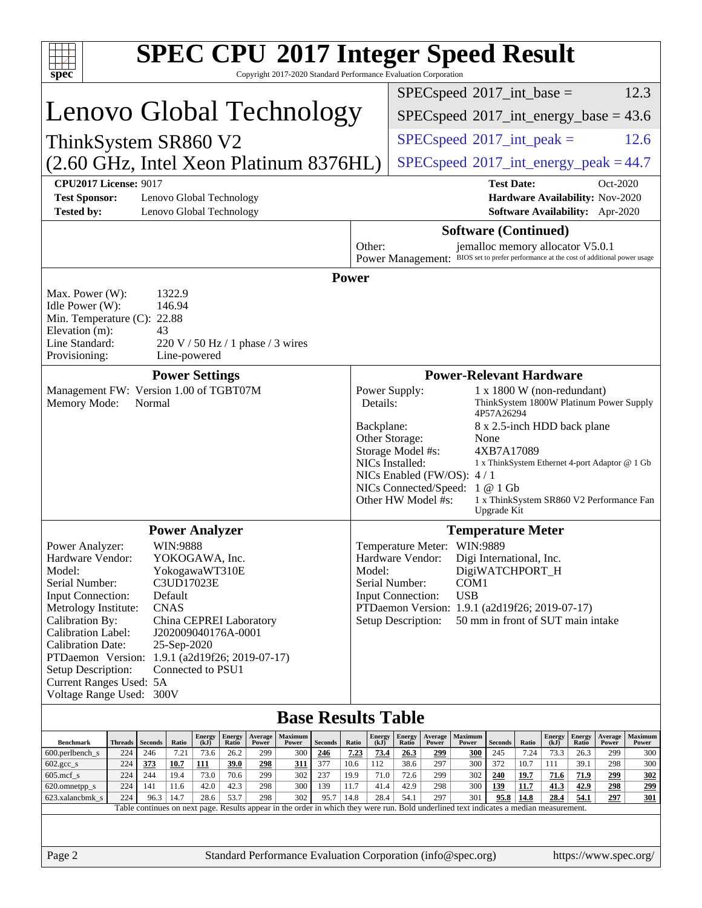# SPEC CPU 2017 Integer Speed Result

Copyright 2017-2020 Standard Performance Evaluation Corporation

# Lenovo Global Technology

ThinkSystem SR860 V2
(2.60 GHz, Intel Xeon Platinum 8376HL)

| | |
|---|---|
| SPECspeed 2017_int_base = | 12.3 |
| SPECspeed 2017_int_energy_base = | 43.6 |
| SPECspeed 2017_int_peak = | 12.6 |
| SPECspeed 2017_int_energy_peak = | 44.7 |

**CPU2017 License:** 9017
**Test Sponsor:** Lenovo Global Technology
**Tested by:** Lenovo Global Technology
**Test Date:** Oct-2020
**Hardware Availability:** Nov-2020
**Software Availability:** Apr-2020

## Software (Continued)

Other: jemalloc memory allocator V5.0.1
Power Management: BIOS set to prefer performance at the cost of additional power usage

## Power

Max. Power (W): 1322.9
Idle Power (W): 146.94
Min. Temperature (C): 22.88
Elevation (m): 43
Line Standard: 220 V / 50 Hz / 1 phase / 3 wires
Provisioning: Line-powered

## Power Settings

Management FW: Version 1.00 of TGBT07M
Memory Mode: Normal

## Power-Relevant Hardware

Power Supply: 1 x 1800 W (non-redundant)
Details: ThinkSystem 1800W Platinum Power Supply 4P57A26294
Backplane: 8 x 2.5-inch HDD back plane
Other Storage: None
Storage Model #s: 4XB7A17089
NICs Installed: 1 x ThinkSystem Ethernet 4-port Adaptor @ 1 Gb
NICs Enabled (FW/OS): 4 / 1
NICs Connected/Speed: 1 @ 1 Gb
Other HW Model #s: 1 x ThinkSystem SR860 V2 Performance Fan Upgrade Kit

## Power Analyzer

Power Analyzer: WIN:9888
Hardware Vendor: YOKOGAWA, Inc.
Model: YokogawaWT310E
Serial Number: C3UD17023E
Input Connection: Default
Metrology Institute: CNAS
Calibration By: China CEPREI Laboratory
Calibration Label: J202009040176A-0001
Calibration Date: 25-Sep-2020
PTDaemon Version: 1.9.1 (a2d19f26; 2019-07-17)
Setup Description: Connected to PSU1
Current Ranges Used: 5A
Voltage Range Used: 300V

## Temperature Meter

Temperature Meter: WIN:9889
Hardware Vendor: Digi International, Inc.
Model: DigiWATCHPORT_H
Serial Number: COM1
Input Connection: USB
PTDaemon Version: 1.9.1 (a2d19f26; 2019-07-17)
Setup Description: 50 mm in front of SUT main intake

## Base Results Table

| Benchmark | Threads | Seconds | Ratio | Energy (kJ) | Energy Ratio | Average Power | Maximum Power | Seconds | Ratio | Energy (kJ) | Energy Ratio | Average Power | Maximum Power | Seconds | Ratio | Energy (kJ) | Energy Ratio | Average Power | Maximum Power |
|---|---|---|---|---|---|---|---|---|---|---|---|---|---|---|---|---|---|---|---|
| 600.perlbench_s | 224 | 246 | 7.21 | 73.6 | 26.2 | 299 | 300 | **246** | **7.23** | **73.4** | **26.3** | **299** | **300** | 245 | 7.24 | 73.3 | 26.3 | 299 | 300 |
| 602.gcc_s | 224 | **373** | **10.7** | **111** | **39.0** | **298** | **311** | 377 | 10.6 | 112 | 38.6 | 297 | 300 | 372 | 10.7 | 111 | 39.1 | 298 | 300 |
| 605.mcf_s | 224 | 244 | 19.4 | 73.0 | 70.6 | 299 | 302 | 237 | 19.9 | 71.0 | 72.6 | 299 | 302 | **240** | **19.7** | **71.6** | **71.9** | **299** | **302** |
| 620.omnetpp_s | 224 | 141 | 11.6 | 42.0 | 42.3 | 298 | 300 | 139 | 11.7 | 41.4 | 42.9 | 298 | 300 | **139** | **11.7** | **41.3** | **42.9** | **298** | **299** |
| 623.xalancbmk_s | 224 | 96.3 | 14.7 | 28.6 | 53.7 | 298 | 302 | 95.7 | 14.8 | 28.4 | 54.1 | 297 | 301 | **95.8** | **14.8** | **28.4** | **54.1** | **297** | **301** |

Table continues on next page. Results appear in the order in which they were run. Bold underlined text indicates a median measurement.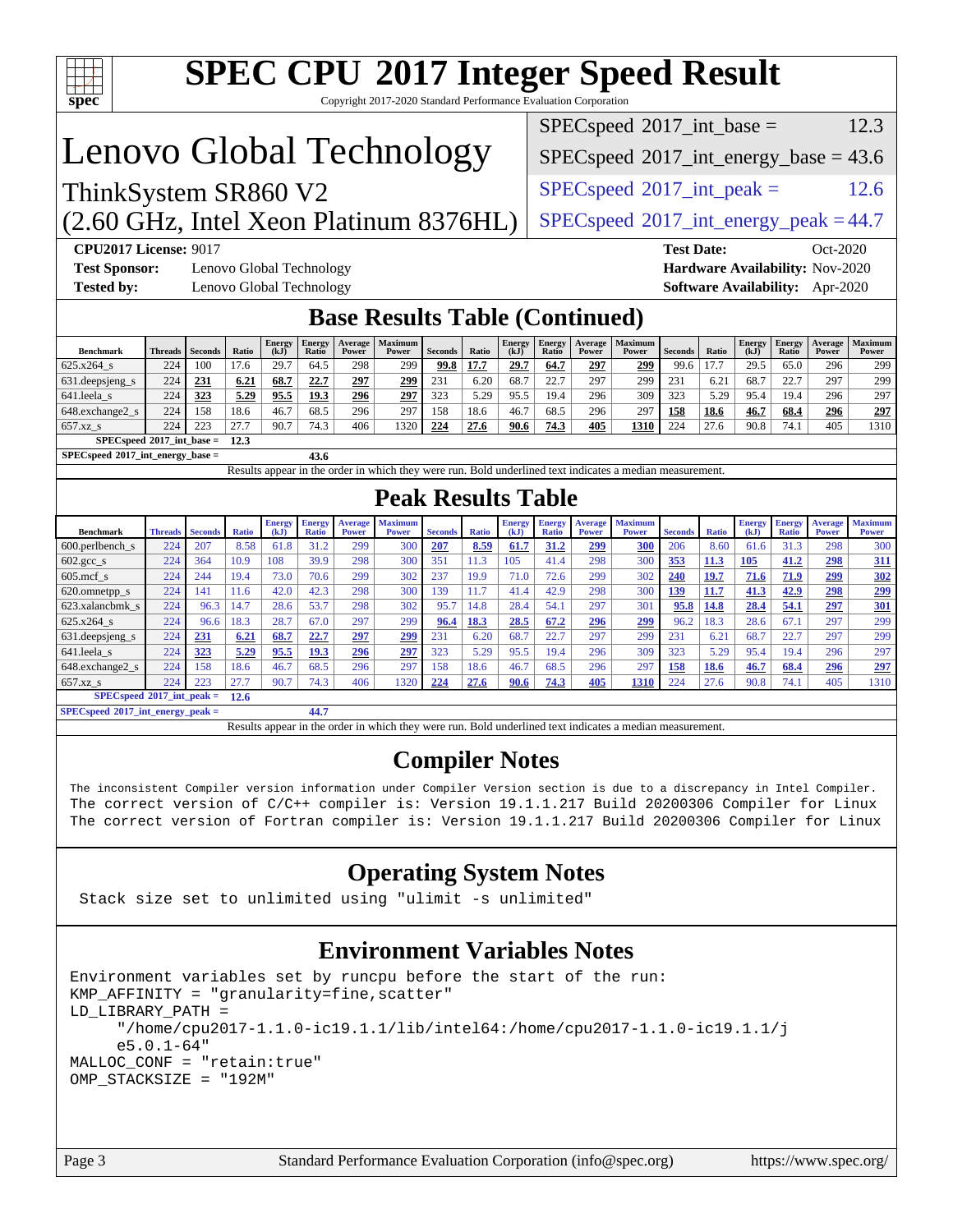# SPEC CPU 2017 Integer Speed Result

Copyright 2017-2020 Standard Performance Evaluation Corporation

# Lenovo Global Technology

ThinkSystem SR860 V2
(2.60 GHz, Intel Xeon Platinum 8376HL)

SPECspeed 2017_int_base = 12.3
SPECspeed 2017_int_energy_base = 43.6
SPECspeed 2017_int_peak = 12.6
SPECspeed 2017_int_energy_peak = 44.7

**CPU2017 License:** 9017
**Test Sponsor:** Lenovo Global Technology
**Tested by:** Lenovo Global Technology
**Test Date:** Oct-2020
**Hardware Availability:** Nov-2020
**Software Availability:** Apr-2020

## Base Results Table (Continued)

| Benchmark | Threads | Seconds | Ratio | Energy (kJ) | Energy Ratio | Average Power | Maximum Power | Seconds | Ratio | Energy (kJ) | Energy Ratio | Average Power | Maximum Power | Seconds | Ratio | Energy (kJ) | Energy Ratio | Average Power | Maximum Power |
|---|---|---|---|---|---|---|---|---|---|---|---|---|---|---|---|---|---|---|---|
| 625.x264_s | 224 | 100 | 17.6 | 29.7 | 64.5 | 298 | 299 | **99.8** | **17.7** | **29.7** | **64.7** | **297** | **299** | 99.6 | 17.7 | 29.5 | 65.0 | 296 | 299 |
| 631.deepsjeng_s | 224 | **231** | **6.21** | **68.7** | **22.7** | **297** | **299** | 231 | 6.20 | 68.7 | 22.7 | 297 | 299 | 231 | 6.21 | 68.7 | 22.7 | 297 | 299 |
| 641.leela_s | 224 | **323** | **5.29** | **95.5** | **19.3** | **296** | **297** | 323 | 5.29 | 95.5 | 19.4 | 296 | 309 | 323 | 5.29 | 95.4 | 19.4 | 296 | 297 |
| 648.exchange2_s | 224 | 158 | 18.6 | 46.7 | 68.5 | 296 | 297 | 158 | 18.6 | 46.7 | 68.5 | 296 | 297 | **158** | **18.6** | **46.7** | **68.4** | **296** | **297** |
| 657.xz_s | 224 | 223 | 27.7 | 90.7 | 74.3 | 406 | 1320 | **224** | **27.6** | **90.6** | **74.3** | **405** | **1310** | 224 | 27.6 | 90.8 | 74.1 | 405 | 1310 |

SPECspeed 2017_int_base = 12.3

SPECspeed 2017_int_energy_base = 43.6

Results appear in the order in which they were run. Bold underlined text indicates a median measurement.

## Peak Results Table

| Benchmark | Threads | Seconds | Ratio | Energy (kJ) | Energy Ratio | Average Power | Maximum Power | Seconds | Ratio | Energy (kJ) | Energy Ratio | Average Power | Maximum Power | Seconds | Ratio | Energy (kJ) | Energy Ratio | Average Power | Maximum Power |
|---|---|---|---|---|---|---|---|---|---|---|---|---|---|---|---|---|---|---|---|
| 600.perlbench_s | 224 | 207 | 8.58 | 61.8 | 31.2 | 299 | 300 | **207** | **8.59** | **61.7** | **31.2** | **299** | **300** | 206 | 8.60 | 61.6 | 31.3 | 298 | 300 |
| 602.gcc_s | 224 | 364 | 10.9 | 108 | 39.9 | 298 | 300 | 351 | 11.3 | 105 | 41.4 | 298 | 300 | **353** | **11.3** | **105** | **41.2** | **298** | **311** |
| 605.mcf_s | 224 | 244 | 19.4 | 73.0 | 70.6 | 299 | 302 | 237 | 19.9 | 71.0 | 72.6 | 299 | 302 | **240** | **19.7** | **71.6** | **71.9** | **299** | **302** |
| 620.omnetpp_s | 224 | 141 | 11.6 | 42.0 | 42.3 | 298 | 300 | 139 | 11.7 | 41.4 | 42.9 | 298 | 300 | **139** | **11.7** | **41.3** | **42.9** | **298** | **299** |
| 623.xalancbmk_s | 224 | 96.3 | 14.7 | 28.6 | 53.7 | 298 | 302 | 95.7 | 14.8 | 28.4 | 54.1 | 297 | 301 | **95.8** | **14.8** | **28.4** | **54.1** | **297** | **301** |
| 625.x264_s | 224 | 96.6 | 18.3 | 28.7 | 67.0 | 297 | 299 | **96.4** | **18.3** | **28.5** | **67.2** | **296** | **299** | 96.2 | 18.3 | 28.6 | 67.1 | 297 | 299 |
| 631.deepsjeng_s | 224 | **231** | **6.21** | **68.7** | **22.7** | **297** | **299** | 231 | 6.20 | 68.7 | 22.7 | 297 | 299 | 231 | 6.21 | 68.7 | 22.7 | 297 | 299 |
| 641.leela_s | 224 | **323** | **5.29** | **95.5** | **19.3** | **296** | **297** | 323 | 5.29 | 95.5 | 19.4 | 296 | 309 | 323 | 5.29 | 95.4 | 19.4 | 296 | 297 |
| 648.exchange2_s | 224 | 158 | 18.6 | 46.7 | 68.5 | 296 | 297 | 158 | 18.6 | 46.7 | 68.5 | 296 | 297 | **158** | **18.6** | **46.7** | **68.4** | **296** | **297** |
| 657.xz_s | 224 | 223 | 27.7 | 90.7 | 74.3 | 406 | 1320 | **224** | **27.6** | **90.6** | **74.3** | **405** | **1310** | 224 | 27.6 | 90.8 | 74.1 | 405 | 1310 |

SPECspeed 2017_int_peak = 12.6

SPECspeed 2017_int_energy_peak = 44.7

Results appear in the order in which they were run. Bold underlined text indicates a median measurement.

## Compiler Notes

```
The inconsistent Compiler version information under Compiler Version section is due to a discrepancy in Intel Compiler.
The correct version of C/C++ compiler is: Version 19.1.1.217 Build 20200306 Compiler for Linux
The correct version of Fortran compiler is: Version 19.1.1.217 Build 20200306 Compiler for Linux
```

## Operating System Notes

```
Stack size set to unlimited using "ulimit -s unlimited"
```

## Environment Variables Notes

```
Environment variables set by runcpu before the start of the run:
KMP_AFFINITY = "granularity=fine,scatter"
LD_LIBRARY_PATH =
     "/home/cpu2017-1.1.0-ic19.1.1/lib/intel64:/home/cpu2017-1.1.0-ic19.1.1/j
     e5.0.1-64"
MALLOC_CONF = "retain:true"
OMP_STACKSIZE = "192M"
```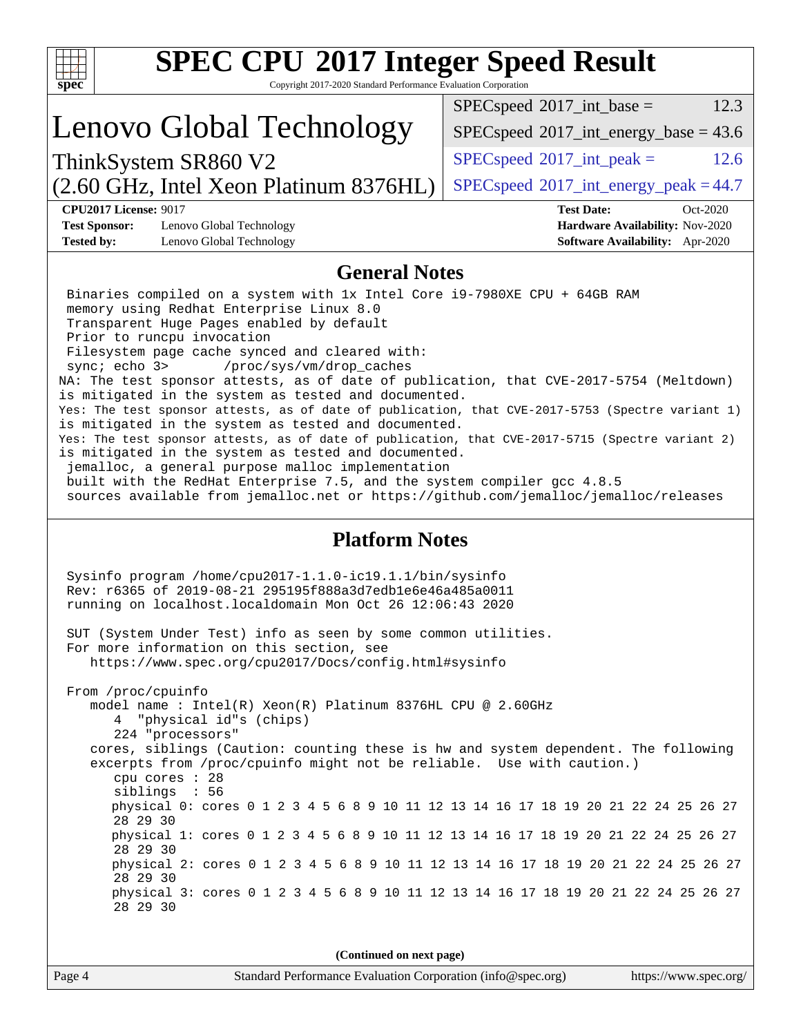# SPEC CPU 2017 Integer Speed Result

Copyright 2017-2020 Standard Performance Evaluation Corporation

## Lenovo Global Technology

ThinkSystem SR860 V2
(2.60 GHz, Intel Xeon Platinum 8376HL)

| | |
|---|---|
| SPECspeed 2017_int_base = | 12.3 |
| SPECspeed 2017_int_energy_base = | 43.6 |
| SPECspeed 2017_int_peak = | 12.6 |
| SPECspeed 2017_int_energy_peak = | 44.7 |

**CPU2017 License:** 9017
**Test Sponsor:** Lenovo Global Technology
**Tested by:** Lenovo Global Technology
**Test Date:** Oct-2020
**Hardware Availability:** Nov-2020
**Software Availability:** Apr-2020

## General Notes

```
 Binaries compiled on a system with 1x Intel Core i9-7980XE CPU + 64GB RAM
 memory using Redhat Enterprise Linux 8.0
 Transparent Huge Pages enabled by default
 Prior to runcpu invocation
 Filesystem page cache synced and cleared with:
 sync; echo 3>       /proc/sys/vm/drop_caches
NA: The test sponsor attests, as of date of publication, that CVE-2017-5754 (Meltdown)
is mitigated in the system as tested and documented.
Yes: The test sponsor attests, as of date of publication, that CVE-2017-5753 (Spectre variant 1)
is mitigated in the system as tested and documented.
Yes: The test sponsor attests, as of date of publication, that CVE-2017-5715 (Spectre variant 2)
is mitigated in the system as tested and documented.
 jemalloc, a general purpose malloc implementation
 built with the RedHat Enterprise 7.5, and the system compiler gcc 4.8.5
 sources available from jemalloc.net or https://github.com/jemalloc/jemalloc/releases
```

## Platform Notes

```
 Sysinfo program /home/cpu2017-1.1.0-ic19.1.1/bin/sysinfo
 Rev: r6365 of 2019-08-21 295195f888a3d7edb1e6e46a485a0011
 running on localhost.localdomain Mon Oct 26 12:06:43 2020

 SUT (System Under Test) info as seen by some common utilities.
 For more information on this section, see
    https://www.spec.org/cpu2017/Docs/config.html#sysinfo

 From /proc/cpuinfo
    model name : Intel(R) Xeon(R) Platinum 8376HL CPU @ 2.60GHz
       4  "physical id"s (chips)
       224 "processors"
    cores, siblings (Caution: counting these is hw and system dependent. The following
    excerpts from /proc/cpuinfo might not be reliable.  Use with caution.)
       cpu cores : 28
       siblings  : 56
       physical 0: cores 0 1 2 3 4 5 6 8 9 10 11 12 13 14 16 17 18 19 20 21 22 24 25 26 27
       28 29 30
       physical 1: cores 0 1 2 3 4 5 6 8 9 10 11 12 13 14 16 17 18 19 20 21 22 24 25 26 27
       28 29 30
       physical 2: cores 0 1 2 3 4 5 6 8 9 10 11 12 13 14 16 17 18 19 20 21 22 24 25 26 27
       28 29 30
       physical 3: cores 0 1 2 3 4 5 6 8 9 10 11 12 13 14 16 17 18 19 20 21 22 24 25 26 27
       28 29 30
```

(Continued on next page)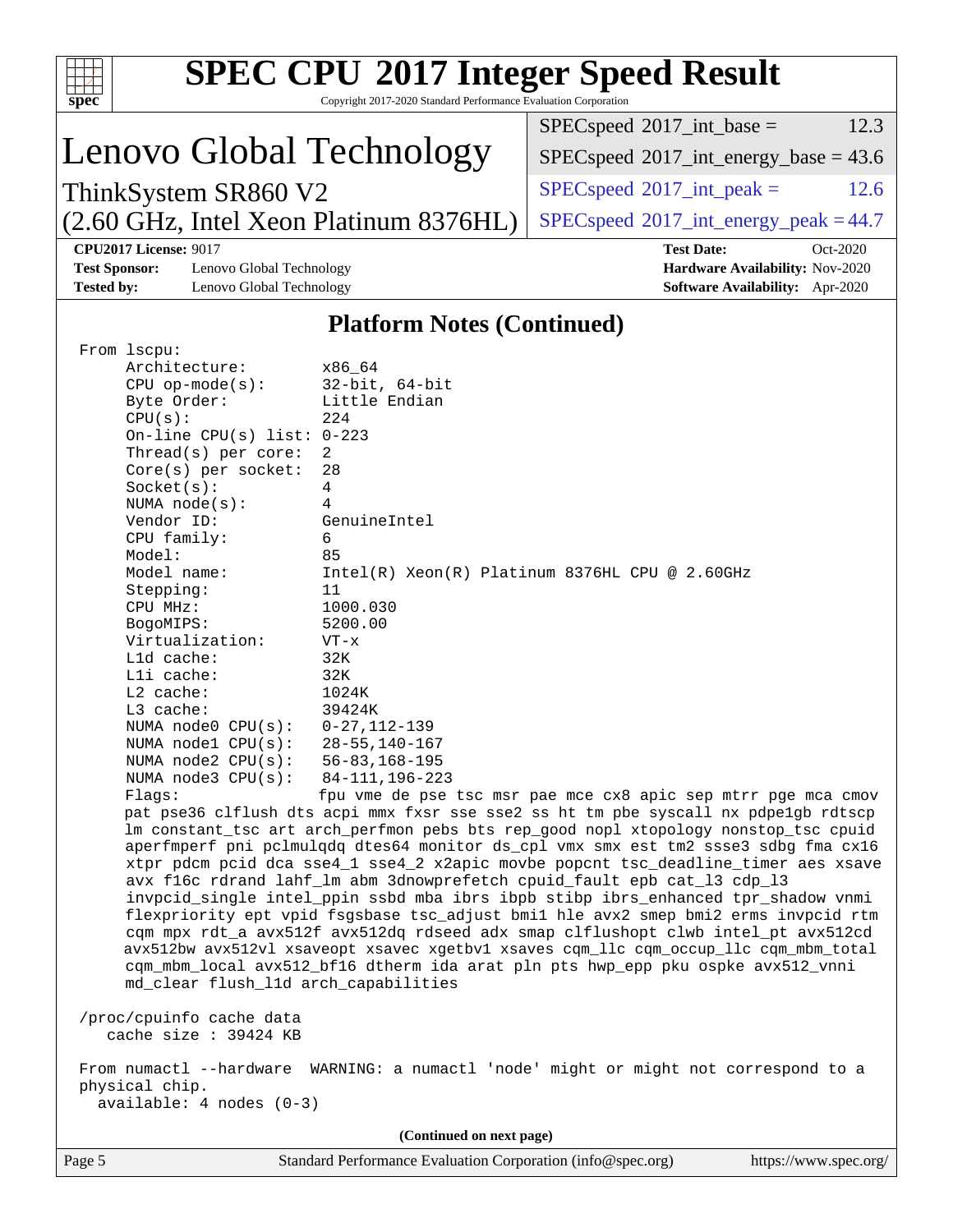# SPEC CPU 2017 Integer Speed Result

Copyright 2017-2020 Standard Performance Evaluation Corporation

## Lenovo Global Technology

ThinkSystem SR860 V2
(2.60 GHz, Intel Xeon Platinum 8376HL)

| | |
|---|---|
| SPECspeed 2017_int_base = | 12.3 |
| SPECspeed 2017_int_energy_base = | 43.6 |
| SPECspeed 2017_int_peak = | 12.6 |
| SPECspeed 2017_int_energy_peak = | 44.7 |

**CPU2017 License:** 9017
**Test Sponsor:** Lenovo Global Technology
**Tested by:** Lenovo Global Technology
**Test Date:** Oct-2020
**Hardware Availability:** Nov-2020
**Software Availability:** Apr-2020

### Platform Notes (Continued)

```
From lscpu:
     Architecture:        x86_64
     CPU op-mode(s):      32-bit, 64-bit
     Byte Order:          Little Endian
     CPU(s):              224
     On-line CPU(s) list: 0-223
     Thread(s) per core:  2
     Core(s) per socket:  28
     Socket(s):           4
     NUMA node(s):        4
     Vendor ID:           GenuineIntel
     CPU family:          6
     Model:               85
     Model name:          Intel(R) Xeon(R) Platinum 8376HL CPU @ 2.60GHz
     Stepping:            11
     CPU MHz:             1000.030
     BogoMIPS:            5200.00
     Virtualization:      VT-x
     L1d cache:           32K
     L1i cache:           32K
     L2 cache:            1024K
     L3 cache:            39424K
     NUMA node0 CPU(s):   0-27,112-139
     NUMA node1 CPU(s):   28-55,140-167
     NUMA node2 CPU(s):   56-83,168-195
     NUMA node3 CPU(s):   84-111,196-223
     Flags:               fpu vme de pse tsc msr pae mce cx8 apic sep mtrr pge mca cmov
     pat pse36 clflush dts acpi mmx fxsr sse sse2 ss ht tm pbe syscall nx pdpe1gb rdtscp
     lm constant_tsc art arch_perfmon pebs bts rep_good nopl xtopology nonstop_tsc cpuid
     aperfmperf pni pclmulqdq dtes64 monitor ds_cpl vmx smx est tm2 ssse3 sdbg fma cx16
     xtpr pdcm pcid dca sse4_1 sse4_2 x2apic movbe popcnt tsc_deadline_timer aes xsave
     avx f16c rdrand lahf_lm abm 3dnowprefetch cpuid_fault epb cat_l3 cdp_l3
     invpcid_single intel_ppin ssbd mba ibrs ibpb stibp ibrs_enhanced tpr_shadow vnmi
     flexpriority ept vpid fsgsbase tsc_adjust bmi1 hle avx2 smep bmi2 erms invpcid rtm
     cqm mpx rdt_a avx512f avx512dq rdseed adx smap clflushopt clwb intel_pt avx512cd
     avx512bw avx512vl xsaveopt xsavec xgetbv1 xsaves cqm_llc cqm_occup_llc cqm_mbm_total
     cqm_mbm_local avx512_bf16 dtherm ida arat pln pts hwp_epp pku ospke avx512_vnni
     md_clear flush_l1d arch_capabilities

 /proc/cpuinfo cache data
    cache size : 39424 KB

 From numactl --hardware  WARNING: a numactl 'node' might or might not correspond to a
 physical chip.
   available: 4 nodes (0-3)
```

(Continued on next page)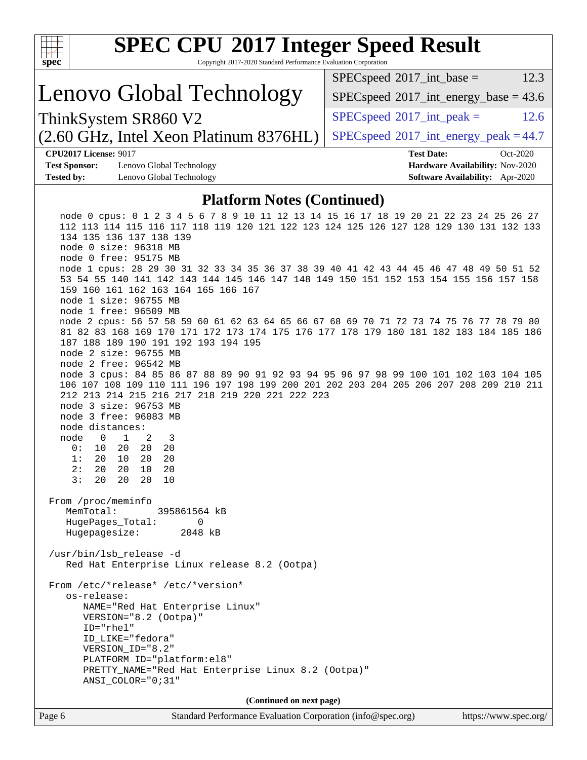## Platform Notes (Continued)

```
   node 0 cpus: 0 1 2 3 4 5 6 7 8 9 10 11 12 13 14 15 16 17 18 19 20 21 22 23 24 25 26 27
   112 113 114 115 116 117 118 119 120 121 122 123 124 125 126 127 128 129 130 131 132 133
   134 135 136 137 138 139
   node 0 size: 96318 MB
   node 0 free: 95175 MB
   node 1 cpus: 28 29 30 31 32 33 34 35 36 37 38 39 40 41 42 43 44 45 46 47 48 49 50 51 52
   53 54 55 140 141 142 143 144 145 146 147 148 149 150 151 152 153 154 155 156 157 158
   159 160 161 162 163 164 165 166 167
   node 1 size: 96755 MB
   node 1 free: 96509 MB
   node 2 cpus: 56 57 58 59 60 61 62 63 64 65 66 67 68 69 70 71 72 73 74 75 76 77 78 79 80
   81 82 83 168 169 170 171 172 173 174 175 176 177 178 179 180 181 182 183 184 185 186
   187 188 189 190 191 192 193 194 195
   node 2 size: 96755 MB
   node 2 free: 96542 MB
   node 3 cpus: 84 85 86 87 88 89 90 91 92 93 94 95 96 97 98 99 100 101 102 103 104 105
   106 107 108 109 110 111 196 197 198 199 200 201 202 203 204 205 206 207 208 209 210 211
   212 213 214 215 216 217 218 219 220 221 222 223
   node 3 size: 96753 MB
   node 3 free: 96083 MB
   node distances:
   node   0   1   2   3
     0:  10  20  20  20
     1:  20  10  20  20
     2:  20  20  10  20
     3:  20  20  20  10

 From /proc/meminfo
    MemTotal:       395861564 kB
    HugePages_Total:       0
    Hugepagesize:       2048 kB

 /usr/bin/lsb_release -d
    Red Hat Enterprise Linux release 8.2 (Ootpa)

 From /etc/*release* /etc/*version*
    os-release:
       NAME="Red Hat Enterprise Linux"
       VERSION="8.2 (Ootpa)"
       ID="rhel"
       ID_LIKE="fedora"
       VERSION_ID="8.2"
       PLATFORM_ID="platform:el8"
       PRETTY_NAME="Red Hat Enterprise Linux 8.2 (Ootpa)"
       ANSI_COLOR="0;31"
```

**(Continued on next page)**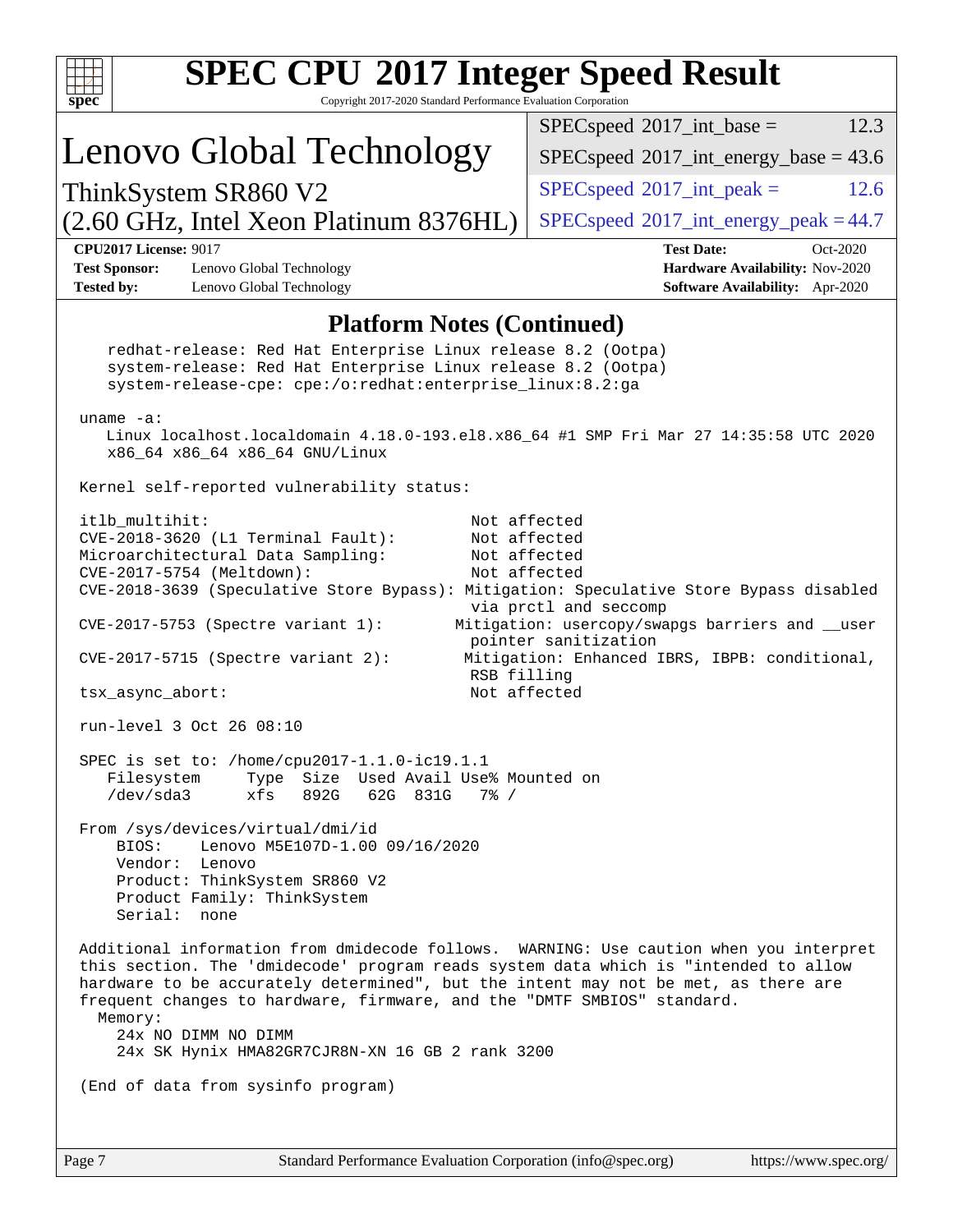# SPEC CPU 2017 Integer Speed Result

Copyright 2017-2020 Standard Performance Evaluation Corporation

## Lenovo Global Technology

ThinkSystem SR860 V2
(2.60 GHz, Intel Xeon Platinum 8376HL)

| | |
|---|---|
| SPECspeed 2017_int_base = | 12.3 |
| SPECspeed 2017_int_energy_base = | 43.6 |
| SPECspeed 2017_int_peak = | 12.6 |
| SPECspeed 2017_int_energy_peak = | 44.7 |

**CPU2017 License:** 9017
**Test Sponsor:** Lenovo Global Technology
**Tested by:** Lenovo Global Technology

**Test Date:** Oct-2020
**Hardware Availability:** Nov-2020
**Software Availability:** Apr-2020

## Platform Notes (Continued)

```
    redhat-release: Red Hat Enterprise Linux release 8.2 (Ootpa)
    system-release: Red Hat Enterprise Linux release 8.2 (Ootpa)
    system-release-cpe: cpe:/o:redhat:enterprise_linux:8.2:ga

 uname -a:
    Linux localhost.localdomain 4.18.0-193.el8.x86_64 #1 SMP Fri Mar 27 14:35:58 UTC 2020
    x86_64 x86_64 x86_64 GNU/Linux

 Kernel self-reported vulnerability status:

 itlb_multihit:                                    Not affected
 CVE-2018-3620 (L1 Terminal Fault):                Not affected
 Microarchitectural Data Sampling:                 Not affected
 CVE-2017-5754 (Meltdown):                         Not affected
 CVE-2018-3639 (Speculative Store Bypass): Mitigation: Speculative Store Bypass disabled
                                                   via prctl and seccomp
 CVE-2017-5753 (Spectre variant 1):               Mitigation: usercopy/swapgs barriers and __user
                                                   pointer sanitization
 CVE-2017-5715 (Spectre variant 2):               Mitigation: Enhanced IBRS, IBPB: conditional,
                                                   RSB filling
 tsx_async_abort:                                  Not affected

 run-level 3 Oct 26 08:10

 SPEC is set to: /home/cpu2017-1.1.0-ic19.1.1
    Filesystem     Type  Size  Used Avail Use% Mounted on
    /dev/sda3      xfs   892G   62G  831G   7% /

 From /sys/devices/virtual/dmi/id
     BIOS:    Lenovo M5E107D-1.00 09/16/2020
     Vendor:  Lenovo
     Product: ThinkSystem SR860 V2
     Product Family: ThinkSystem
     Serial:  none

 Additional information from dmidecode follows.  WARNING: Use caution when you interpret
 this section. The 'dmidecode' program reads system data which is "intended to allow
 hardware to be accurately determined", but the intent may not be met, as there are
 frequent changes to hardware, firmware, and the "DMTF SMBIOS" standard.
   Memory:
     24x NO DIMM NO DIMM
     24x SK Hynix HMA82GR7CJR8N-XN 16 GB 2 rank 3200

 (End of data from sysinfo program)
```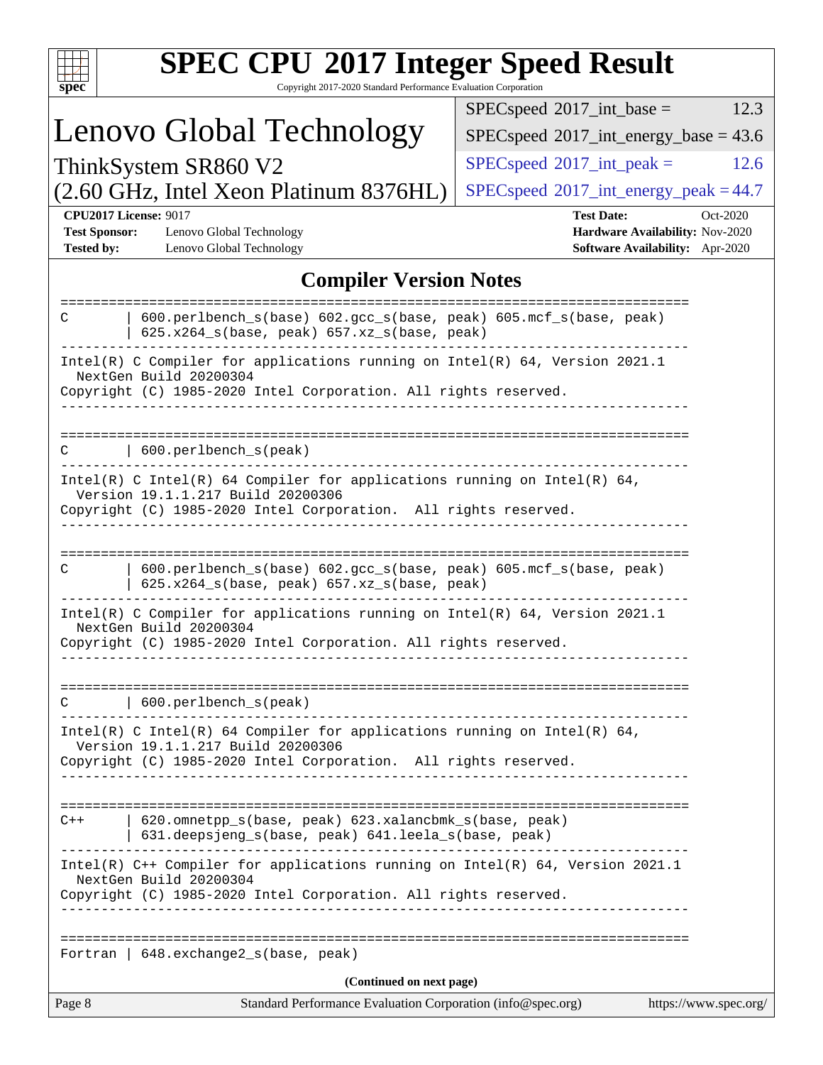# SPEC CPU 2017 Integer Speed Result

Copyright 2017-2020 Standard Performance Evaluation Corporation

# Lenovo Global Technology

ThinkSystem SR860 V2
(2.60 GHz, Intel Xeon Platinum 8376HL)

| | |
|---|---|
| SPECspeed 2017_int_base = | 12.3 |
| SPECspeed 2017_int_energy_base = | 43.6 |
| SPECspeed 2017_int_peak = | 12.6 |
| SPECspeed 2017_int_energy_peak = | 44.7 |

**CPU2017 License:** 9017
**Test Sponsor:** Lenovo Global Technology
**Tested by:** Lenovo Global Technology

**Test Date:** Oct-2020
**Hardware Availability:** Nov-2020
**Software Availability:** Apr-2020

## Compiler Version Notes

```
==============================================================================
C       | 600.perlbench_s(base) 602.gcc_s(base, peak) 605.mcf_s(base, peak)
        | 625.x264_s(base, peak) 657.xz_s(base, peak)
------------------------------------------------------------------------------
Intel(R) C Compiler for applications running on Intel(R) 64, Version 2021.1
  NextGen Build 20200304
Copyright (C) 1985-2020 Intel Corporation. All rights reserved.
------------------------------------------------------------------------------

==============================================================================
C       | 600.perlbench_s(peak)
------------------------------------------------------------------------------
Intel(R) C Intel(R) 64 Compiler for applications running on Intel(R) 64,
  Version 19.1.1.217 Build 20200306
Copyright (C) 1985-2020 Intel Corporation.  All rights reserved.
------------------------------------------------------------------------------

==============================================================================
C       | 600.perlbench_s(base) 602.gcc_s(base, peak) 605.mcf_s(base, peak)
        | 625.x264_s(base, peak) 657.xz_s(base, peak)
------------------------------------------------------------------------------
Intel(R) C Compiler for applications running on Intel(R) 64, Version 2021.1
  NextGen Build 20200304
Copyright (C) 1985-2020 Intel Corporation. All rights reserved.
------------------------------------------------------------------------------

==============================================================================
C       | 600.perlbench_s(peak)
------------------------------------------------------------------------------
Intel(R) C Intel(R) 64 Compiler for applications running on Intel(R) 64,
  Version 19.1.1.217 Build 20200306
Copyright (C) 1985-2020 Intel Corporation.  All rights reserved.
------------------------------------------------------------------------------

==============================================================================
C++     | 620.omnetpp_s(base, peak) 623.xalancbmk_s(base, peak)
        | 631.deepsjeng_s(base, peak) 641.leela_s(base, peak)
------------------------------------------------------------------------------
Intel(R) C++ Compiler for applications running on Intel(R) 64, Version 2021.1
  NextGen Build 20200304
Copyright (C) 1985-2020 Intel Corporation. All rights reserved.
------------------------------------------------------------------------------

==============================================================================
Fortran | 648.exchange2_s(base, peak)
```

**(Continued on next page)**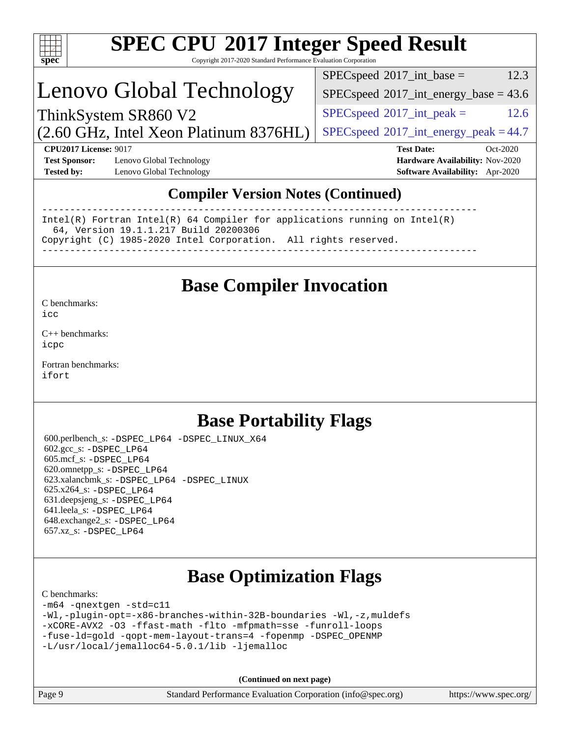## Compiler Version Notes (Continued)

```
==============================================================================
Intel(R) Fortran Intel(R) 64 Compiler for applications running on Intel(R)
  64, Version 19.1.1.217 Build 20200306
Copyright (C) 1985-2020 Intel Corporation.  All rights reserved.
------------------------------------------------------------------------------
```

# Base Compiler Invocation

C benchmarks:
icc

C++ benchmarks:
icpc

Fortran benchmarks:
ifort

# Base Portability Flags

600.perlbench_s: -DSPEC_LP64 -DSPEC_LINUX_X64
602.gcc_s: -DSPEC_LP64
605.mcf_s: -DSPEC_LP64
620.omnetpp_s: -DSPEC_LP64
623.xalancbmk_s: -DSPEC_LP64 -DSPEC_LINUX
625.x264_s: -DSPEC_LP64
631.deepsjeng_s: -DSPEC_LP64
641.leela_s: -DSPEC_LP64
648.exchange2_s: -DSPEC_LP64
657.xz_s: -DSPEC_LP64

# Base Optimization Flags

C benchmarks:
```
-m64 -qnextgen -std=c11
-Wl,-plugin-opt=-x86-branches-within-32B-boundaries -Wl,-z,muldefs
-xCORE-AVX2 -O3 -ffast-math -flto -mfpmath=sse -funroll-loops
-fuse-ld=gold -qopt-mem-layout-trans=4 -fopenmp -DSPEC_OPENMP
-L/usr/local/jemalloc64-5.0.1/lib -ljemalloc
```

**(Continued on next page)**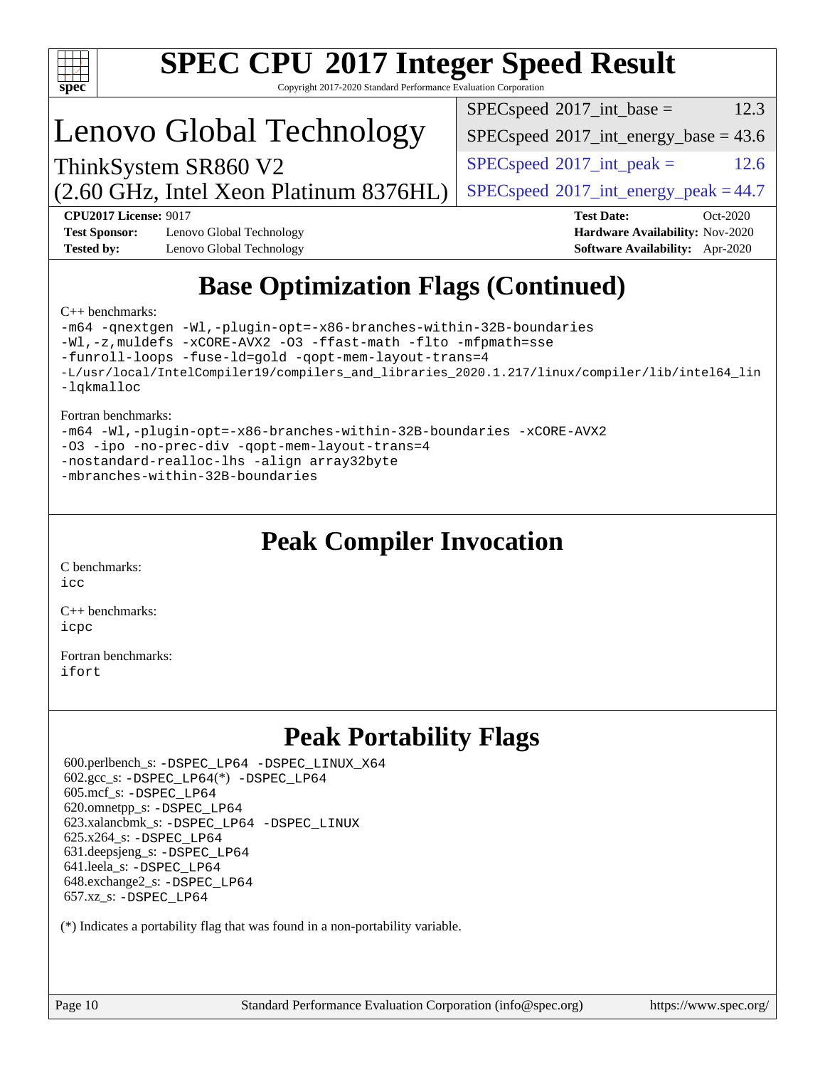# SPEC CPU 2017 Integer Speed Result

Copyright 2017-2020 Standard Performance Evaluation Corporation

# Lenovo Global Technology

ThinkSystem SR860 V2
(2.60 GHz, Intel Xeon Platinum 8376HL)

| | |
|---|---|
| SPECspeed 2017_int_base = | 12.3 |
| SPECspeed 2017_int_energy_base = | 43.6 |
| SPECspeed 2017_int_peak = | 12.6 |
| SPECspeed 2017_int_energy_peak = | 44.7 |

**CPU2017 License:** 9017
**Test Sponsor:** Lenovo Global Technology
**Tested by:** Lenovo Global Technology
**Test Date:** Oct-2020
**Hardware Availability:** Nov-2020
**Software Availability:** Apr-2020

## Base Optimization Flags (Continued)

C++ benchmarks:

```
-m64 -qnextgen -Wl,-plugin-opt=-x86-branches-within-32B-boundaries
-Wl,-z,muldefs -xCORE-AVX2 -O3 -ffast-math -flto -mfpmath=sse
-funroll-loops -fuse-ld=gold -qopt-mem-layout-trans=4
-L/usr/local/IntelCompiler19/compilers_and_libraries_2020.1.217/linux/compiler/lib/intel64_lin
-lqkmalloc
```

Fortran benchmarks:

```
-m64 -Wl,-plugin-opt=-x86-branches-within-32B-boundaries -xCORE-AVX2
-O3 -ipo -no-prec-div -qopt-mem-layout-trans=4
-nostandard-realloc-lhs -align array32byte
-mbranches-within-32B-boundaries
```

## Peak Compiler Invocation

C benchmarks:
`icc`

C++ benchmarks:
`icpc`

Fortran benchmarks:
`ifort`

## Peak Portability Flags

600.perlbench_s: `-DSPEC_LP64 -DSPEC_LINUX_X64`
602.gcc_s: `-DSPEC_LP64(*) -DSPEC_LP64`
605.mcf_s: `-DSPEC_LP64`
620.omnetpp_s: `-DSPEC_LP64`
623.xalancbmk_s: `-DSPEC_LP64 -DSPEC_LINUX`
625.x264_s: `-DSPEC_LP64`
631.deepsjeng_s: `-DSPEC_LP64`
641.leela_s: `-DSPEC_LP64`
648.exchange2_s: `-DSPEC_LP64`
657.xz_s: `-DSPEC_LP64`

(*) Indicates a portability flag that was found in a non-portability variable.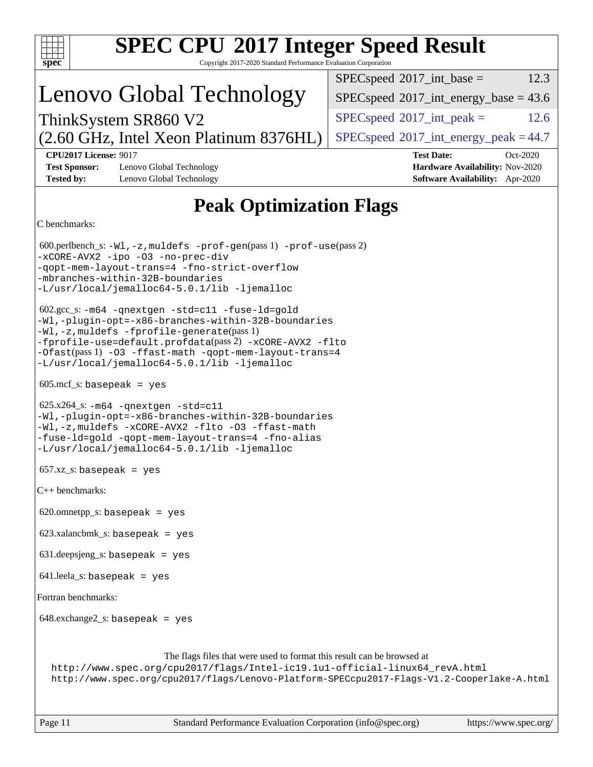# SPEC CPU 2017 Integer Speed Result

Copyright 2017-2020 Standard Performance Evaluation Corporation

## Lenovo Global Technology

ThinkSystem SR860 V2
(2.60 GHz, Intel Xeon Platinum 8376HL)

| | |
|---|---|
| SPECspeed 2017_int_base = | 12.3 |
| SPECspeed 2017_int_energy_base = | 43.6 |
| SPECspeed 2017_int_peak = | 12.6 |
| SPECspeed 2017_int_energy_peak = | 44.7 |

**CPU2017 License:** 9017
**Test Sponsor:** Lenovo Global Technology
**Tested by:** Lenovo Global Technology
**Test Date:** Oct-2020
**Hardware Availability:** Nov-2020
**Software Availability:** Apr-2020

# Peak Optimization Flags

C benchmarks:

600.perlbench_s: `-Wl,-z,muldefs -prof-gen`(pass 1) `-prof-use`(pass 2) `-xCORE-AVX2 -ipo -O3 -no-prec-div -qopt-mem-layout-trans=4 -fno-strict-overflow -mbranches-within-32B-boundaries -L/usr/local/jemalloc64-5.0.1/lib -ljemalloc`

602.gcc_s: `-m64 -qnextgen -std=c11 -fuse-ld=gold -Wl,-plugin-opt=-x86-branches-within-32B-boundaries -Wl,-z,muldefs -fprofile-generate`(pass 1) `-fprofile-use=default.profdata`(pass 2) `-xCORE-AVX2 -flto -Ofast`(pass 1) `-O3 -ffast-math -qopt-mem-layout-trans=4 -L/usr/local/jemalloc64-5.0.1/lib -ljemalloc`

605.mcf_s: `basepeak = yes`

625.x264_s: `-m64 -qnextgen -std=c11 -Wl,-plugin-opt=-x86-branches-within-32B-boundaries -Wl,-z,muldefs -xCORE-AVX2 -flto -O3 -ffast-math -fuse-ld=gold -qopt-mem-layout-trans=4 -fno-alias -L/usr/local/jemalloc64-5.0.1/lib -ljemalloc`

657.xz_s: `basepeak = yes`

C++ benchmarks:

620.omnetpp_s: `basepeak = yes`

623.xalancbmk_s: `basepeak = yes`

631.deepsjeng_s: `basepeak = yes`

641.leela_s: `basepeak = yes`

Fortran benchmarks:

648.exchange2_s: `basepeak = yes`

The flags files that were used to format this result can be browsed at
http://www.spec.org/cpu2017/flags/Intel-ic19.1u1-official-linux64_revA.html
http://www.spec.org/cpu2017/flags/Lenovo-Platform-SPECcpu2017-Flags-V1.2-Cooperlake-A.html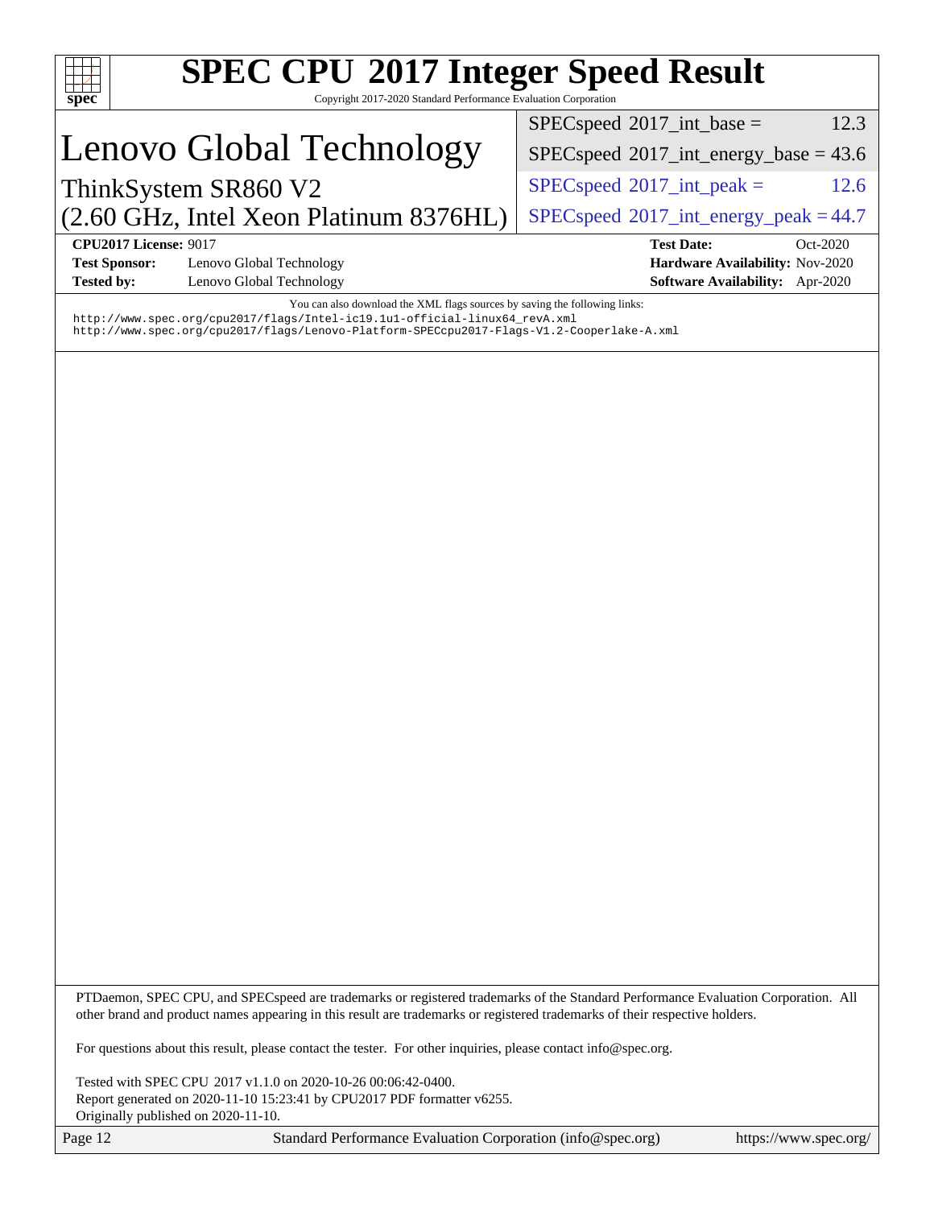You can also download the XML flags sources by saving the following links:

http://www.spec.org/cpu2017/flags/Intel-ic19.1u1-official-linux64_revA.xml
http://www.spec.org/cpu2017/flags/Lenovo-Platform-SPECcpu2017-Flags-V1.2-Cooperlake-A.xml

PTDaemon, SPEC CPU, and SPECspeed are trademarks or registered trademarks of the Standard Performance Evaluation Corporation. All other brand and product names appearing in this result are trademarks or registered trademarks of their respective holders.

For questions about this result, please contact the tester. For other inquiries, please contact info@spec.org.

Tested with SPEC CPU 2017 v1.1.0 on 2020-10-26 00:06:42-0400.
Report generated on 2020-11-10 15:23:41 by CPU2017 PDF formatter v6255.
Originally published on 2020-11-10.